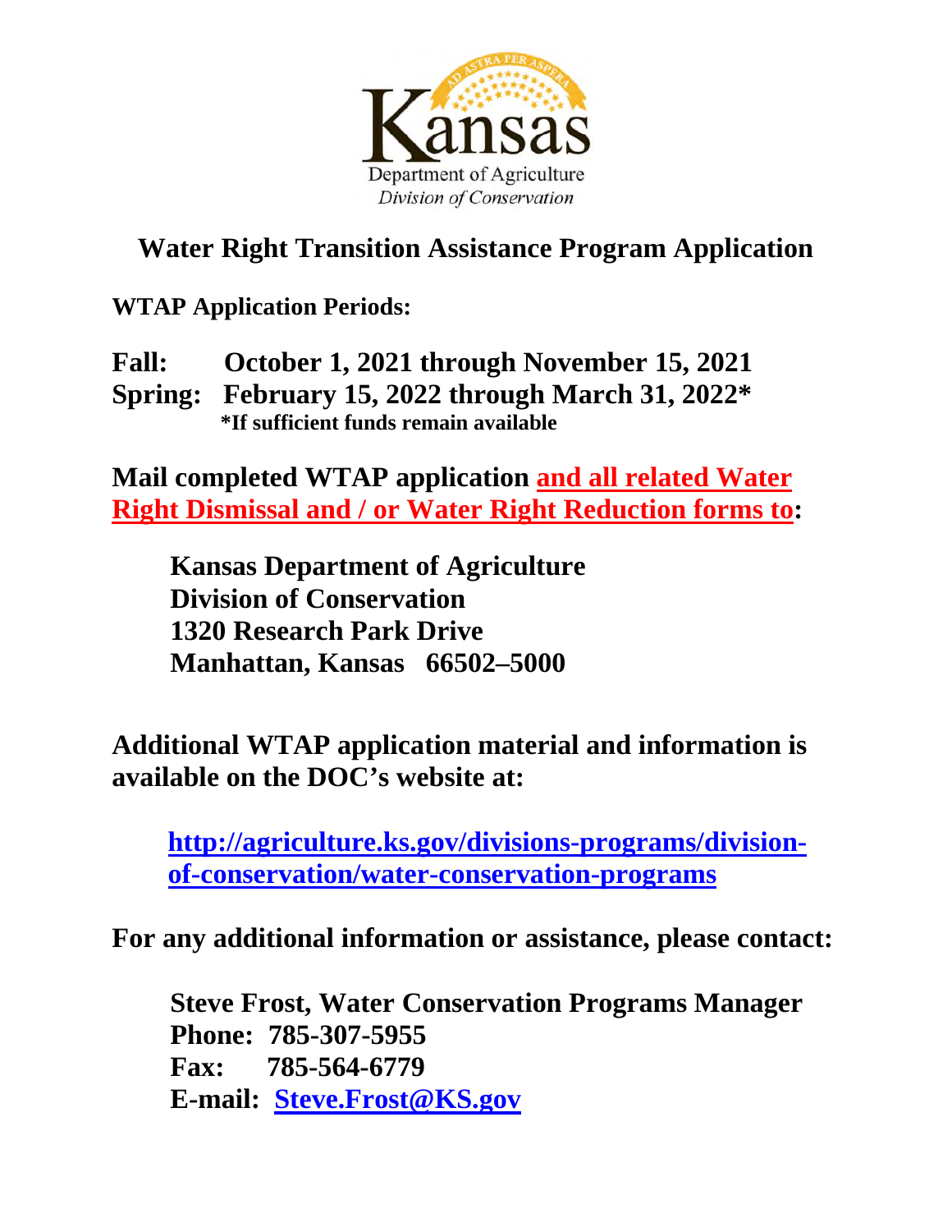Kansas Department of Agriculture
*Division of Conservation*

# Water Right Transition Assistance Program Application

**WTAP Application Periods:**

**Fall: October 1, 2021 through November 15, 2021**
**Spring: February 15, 2022 through March 31, 2022***
**\*If sufficient funds remain available**

**Mail completed WTAP application <u>and all related Water Right Dismissal and / or Water Right Reduction forms to</u>:**

> **Kansas Department of Agriculture**
> **Division of Conservation**
> **1320 Research Park Drive**
> **Manhattan, Kansas 66502–5000**

**Additional WTAP application material and information is available on the DOC's website at:**

> **http://agriculture.ks.gov/divisions-programs/division-of-conservation/water-conservation-programs**

**For any additional information or assistance, please contact:**

> **Steve Frost, Water Conservation Programs Manager**
> **Phone: 785-307-5955**
> **Fax: 785-564-6779**
> **E-mail: Steve.Frost@KS.gov**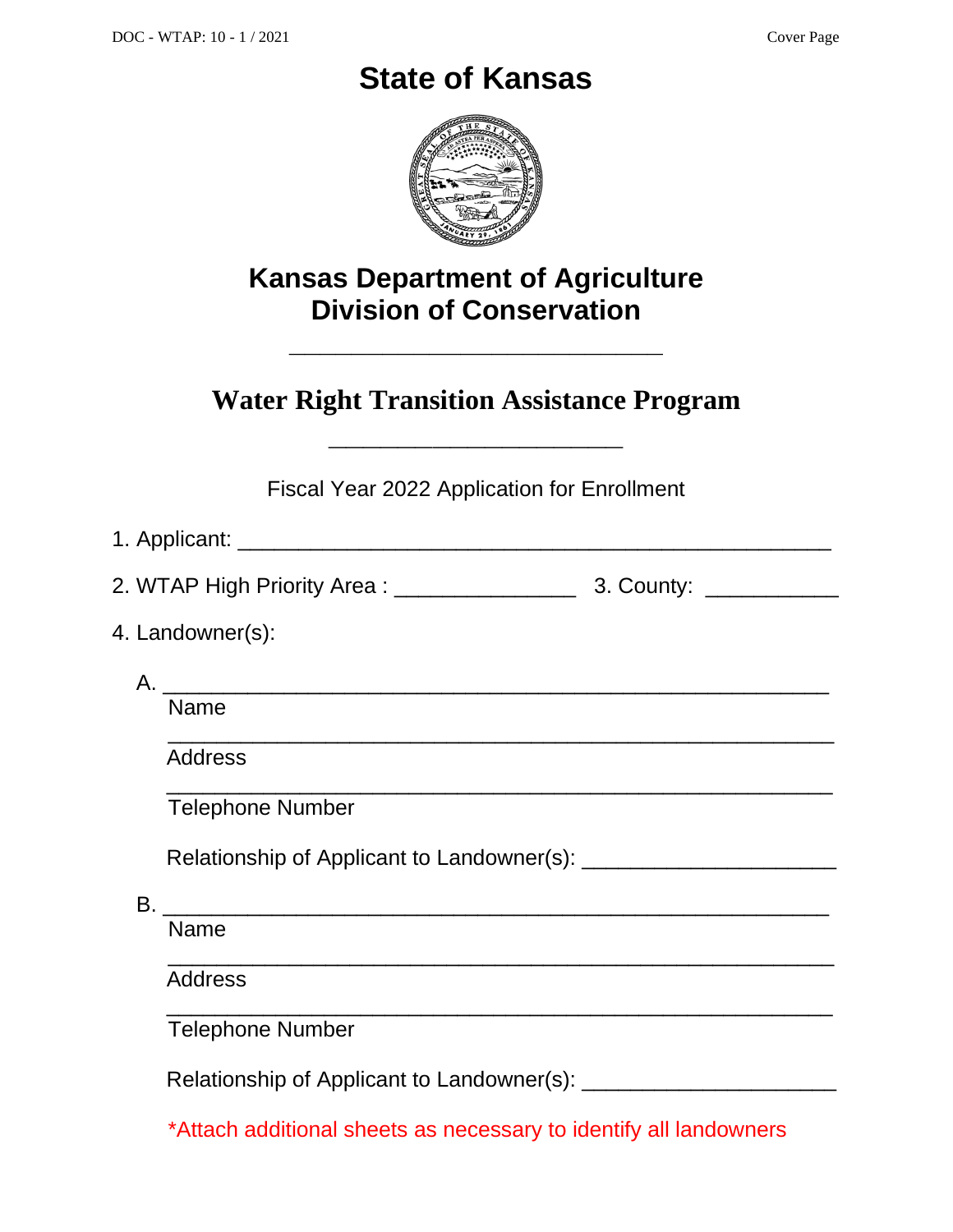# State of Kansas

## Kansas Department of Agriculture
## Division of Conservation

---

## Water Right Transition Assistance Program

---

Fiscal Year 2022 Application for Enrollment

1. Applicant: ______________________________________________

2. WTAP High Priority Area : _______________ 3. County: ___________

4. Landowner(s):

A. ______________________________________________
Name

______________________________________________
Address

______________________________________________
Telephone Number

Relationship of Applicant to Landowner(s): _____________________

B. ______________________________________________
Name

______________________________________________
Address

______________________________________________
Telephone Number

Relationship of Applicant to Landowner(s): _____________________

*Attach additional sheets as necessary to identify all landowners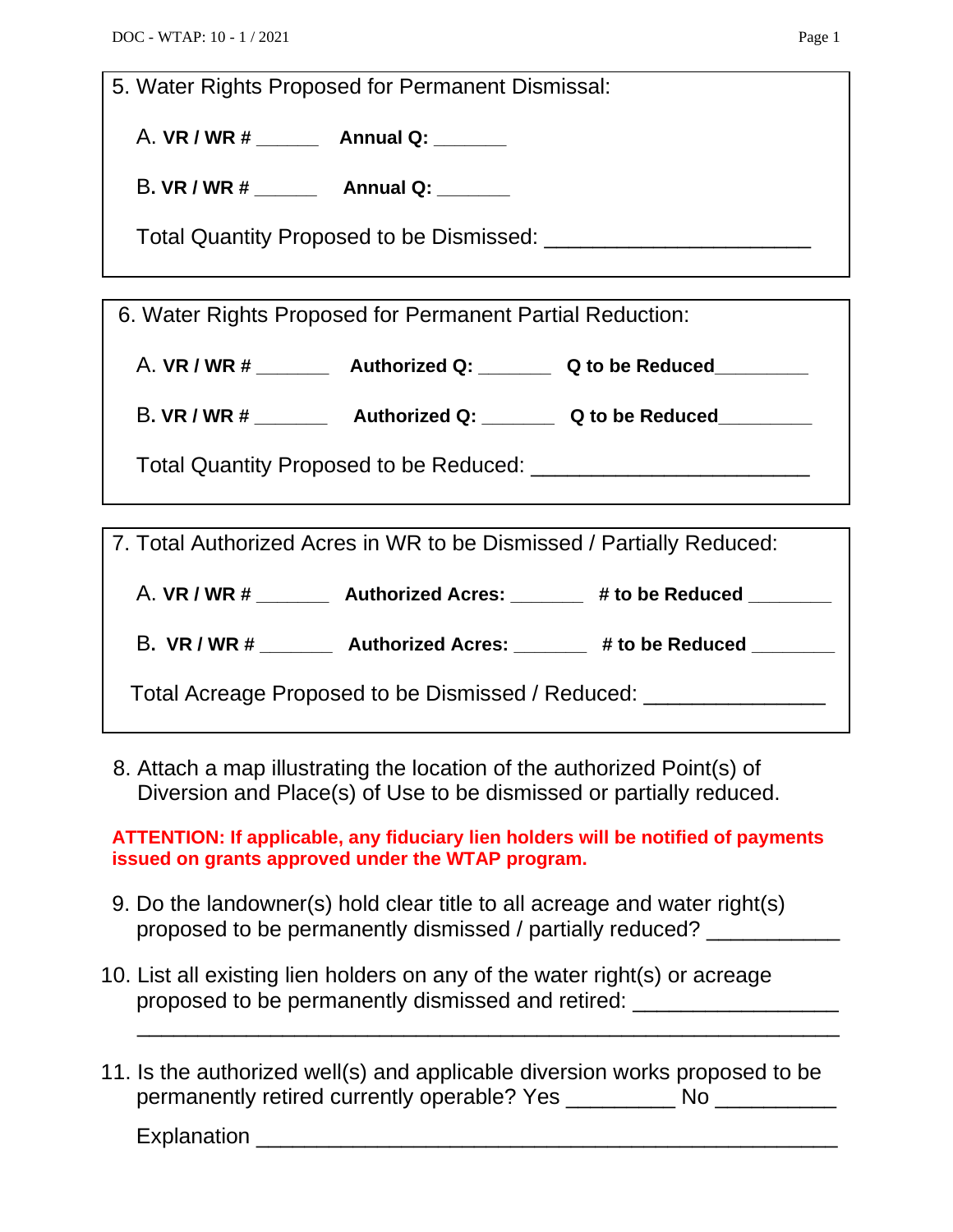5. Water Rights Proposed for Permanent Dismissal:

A. **VR / WR #** ______ **Annual Q:** _______

B. **VR / WR #** ______ **Annual Q:** _______

Total Quantity Proposed to be Dismissed: ______________________

6. Water Rights Proposed for Permanent Partial Reduction:

A. **VR / WR #** _______ **Authorized Q:** _______ **Q to be Reduced**_________

B. **VR / WR #** _______ **Authorized Q:** _______ **Q to be Reduced**_________

Total Quantity Proposed to be Reduced: _______________________

7. Total Authorized Acres in WR to be Dismissed / Partially Reduced:

A. **VR / WR #** _______ **Authorized Acres:** _______ **# to be Reduced** ________

B. **VR / WR #** _______ **Authorized Acres:** _______ **# to be Reduced** ________

Total Acreage Proposed to be Dismissed / Reduced: _______________

8. Attach a map illustrating the location of the authorized Point(s) of Diversion and Place(s) of Use to be dismissed or partially reduced.

**ATTENTION: If applicable, any fiduciary lien holders will be notified of payments issued on grants approved under the WTAP program.**

9. Do the landowner(s) hold clear title to all acreage and water right(s) proposed to be permanently dismissed / partially reduced? ___________

10. List all existing lien holders on any of the water right(s) or acreage proposed to be permanently dismissed and retired: _________________
_____________________________________________________________

11. Is the authorized well(s) and applicable diversion works proposed to be permanently retired currently operable? Yes _________ No __________

Explanation _________________________________________________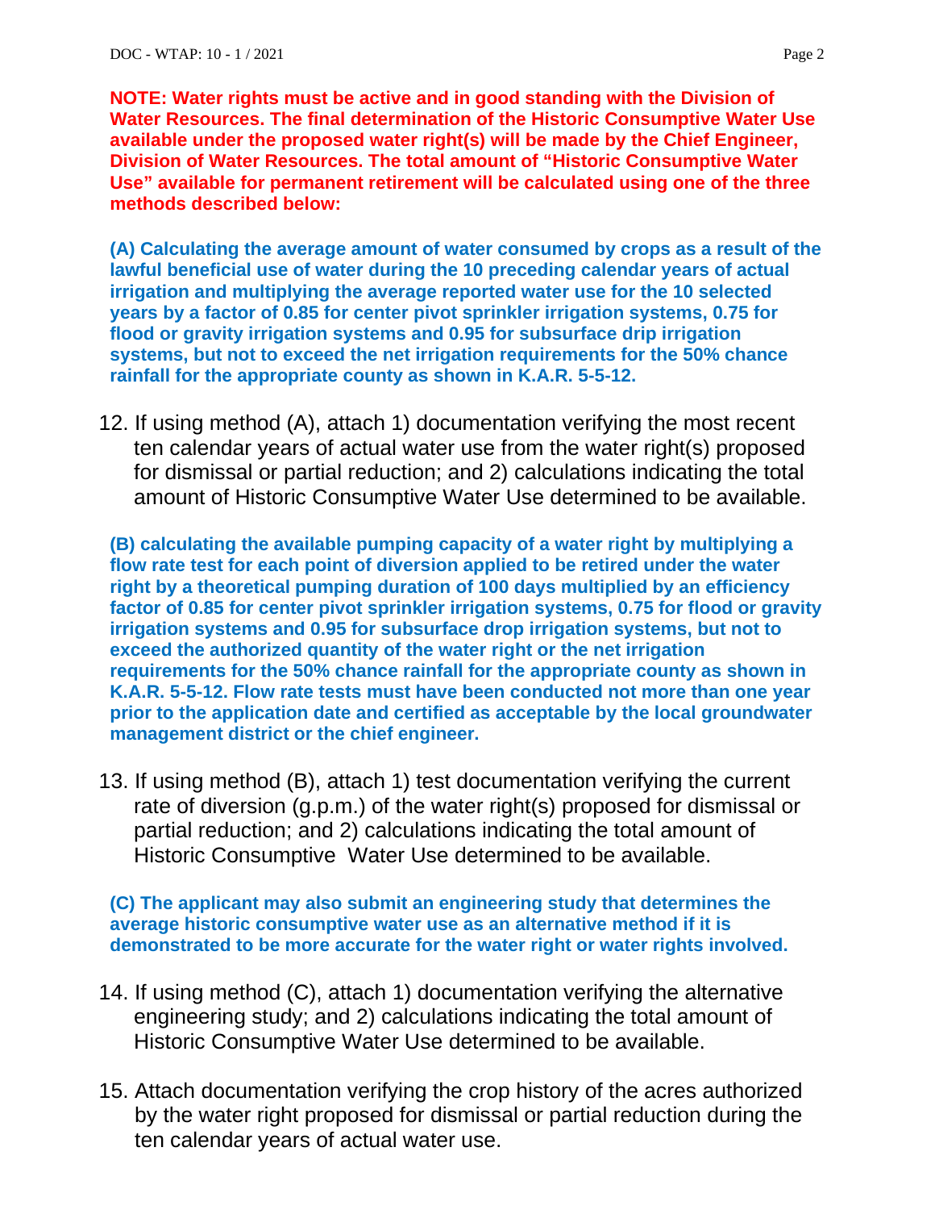**NOTE: Water rights must be active and in good standing with the Division of Water Resources. The final determination of the Historic Consumptive Water Use available under the proposed water right(s) will be made by the Chief Engineer, Division of Water Resources. The total amount of "Historic Consumptive Water Use" available for permanent retirement will be calculated using one of the three methods described below:**

**(A) Calculating the average amount of water consumed by crops as a result of the lawful beneficial use of water during the 10 preceding calendar years of actual irrigation and multiplying the average reported water use for the 10 selected years by a factor of 0.85 for center pivot sprinkler irrigation systems, 0.75 for flood or gravity irrigation systems and 0.95 for subsurface drip irrigation systems, but not to exceed the net irrigation requirements for the 50% chance rainfall for the appropriate county as shown in K.A.R. 5-5-12.**

12. If using method (A), attach 1) documentation verifying the most recent ten calendar years of actual water use from the water right(s) proposed for dismissal or partial reduction; and 2) calculations indicating the total amount of Historic Consumptive Water Use determined to be available.

**(B) calculating the available pumping capacity of a water right by multiplying a flow rate test for each point of diversion applied to be retired under the water right by a theoretical pumping duration of 100 days multiplied by an efficiency factor of 0.85 for center pivot sprinkler irrigation systems, 0.75 for flood or gravity irrigation systems and 0.95 for subsurface drop irrigation systems, but not to exceed the authorized quantity of the water right or the net irrigation requirements for the 50% chance rainfall for the appropriate county as shown in K.A.R. 5-5-12. Flow rate tests must have been conducted not more than one year prior to the application date and certified as acceptable by the local groundwater management district or the chief engineer.**

13. If using method (B), attach 1) test documentation verifying the current rate of diversion (g.p.m.) of the water right(s) proposed for dismissal or partial reduction; and 2) calculations indicating the total amount of Historic Consumptive Water Use determined to be available.

**(C) The applicant may also submit an engineering study that determines the average historic consumptive water use as an alternative method if it is demonstrated to be more accurate for the water right or water rights involved.**

14. If using method (C), attach 1) documentation verifying the alternative engineering study; and 2) calculations indicating the total amount of Historic Consumptive Water Use determined to be available.

15. Attach documentation verifying the crop history of the acres authorized by the water right proposed for dismissal or partial reduction during the ten calendar years of actual water use.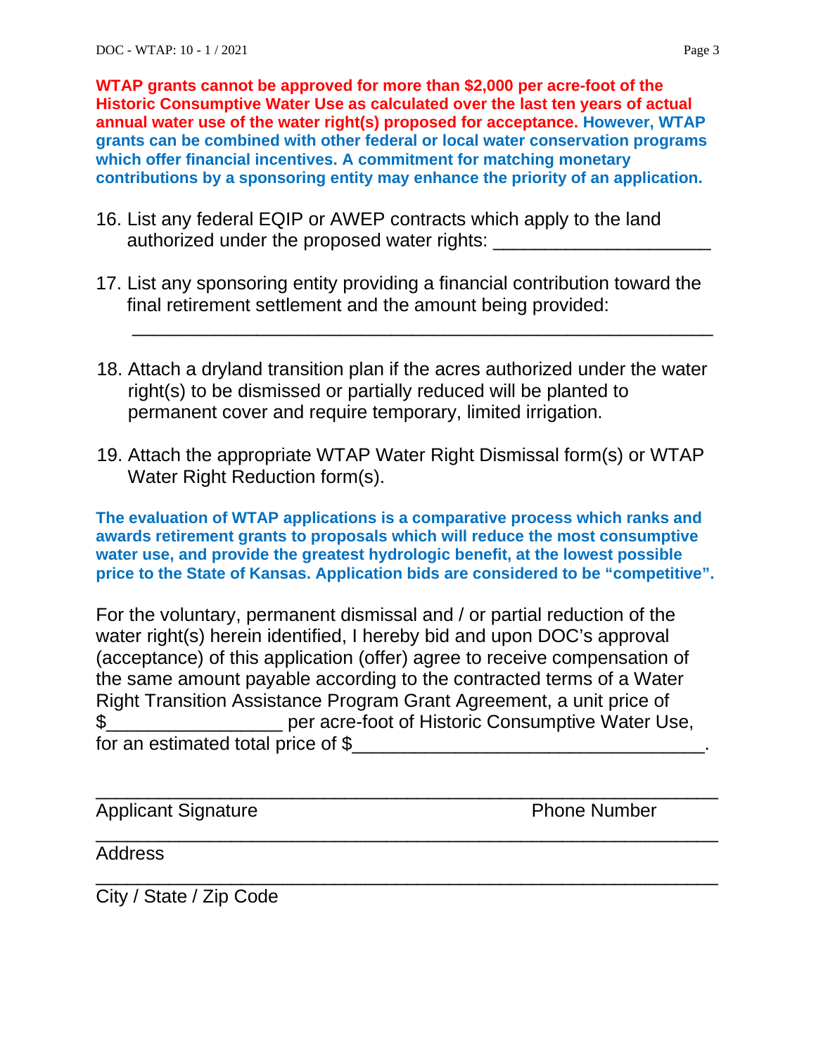**WTAP grants cannot be approved for more than $2,000 per acre-foot of the Historic Consumptive Water Use as calculated over the last ten years of actual annual water use of the water right(s) proposed for acceptance. However, WTAP grants can be combined with other federal or local water conservation programs which offer financial incentives. A commitment for matching monetary contributions by a sponsoring entity may enhance the priority of an application.**

16. List any federal EQIP or AWEP contracts which apply to the land authorized under the proposed water rights: ____________________

17. List any sponsoring entity providing a financial contribution toward the final retirement settlement and the amount being provided:

    ______________________________________________________

18. Attach a dryland transition plan if the acres authorized under the water right(s) to be dismissed or partially reduced will be planted to permanent cover and require temporary, limited irrigation.

19. Attach the appropriate WTAP Water Right Dismissal form(s) or WTAP Water Right Reduction form(s).

**The evaluation of WTAP applications is a comparative process which ranks and awards retirement grants to proposals which will reduce the most consumptive water use, and provide the greatest hydrologic benefit, at the lowest possible price to the State of Kansas. Application bids are considered to be "competitive".**

For the voluntary, permanent dismissal and / or partial reduction of the water right(s) herein identified, I hereby bid and upon DOC's approval (acceptance) of this application (offer) agree to receive compensation of the same amount payable according to the contracted terms of a Water Right Transition Assistance Program Grant Agreement, a unit price of $________________ per acre-foot of Historic Consumptive Water Use, for an estimated total price of $________________________________.

__________________________________________________________

Applicant Signature                                        Phone Number

__________________________________________________________

Address

__________________________________________________________

City / State / Zip Code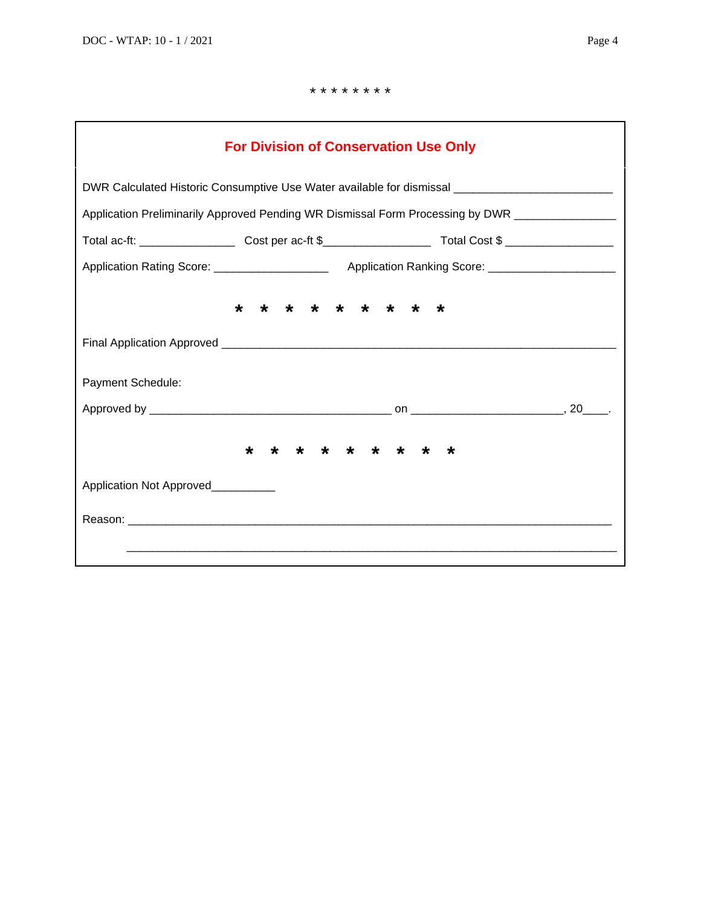* * * * * * * *

## For Division of Conservation Use Only

DWR Calculated Historic Consumptive Use Water available for dismissal ________________________

Application Preliminarily Approved Pending WR Dismissal Form Processing by DWR _______________

Total ac-ft: _______________ Cost per ac-ft $_________________ Total Cost $ _________________

Application Rating Score: __________________ Application Ranking Score: ____________________

* * * * * * * * *

Final Application Approved ____________________________________________________________

Payment Schedule:

Approved by ______________________________________ on _______________________, 20____.

* * * * * * * * *

Application Not Approved__________

Reason: ___________________________________________________________________________

___________________________________________________________________________